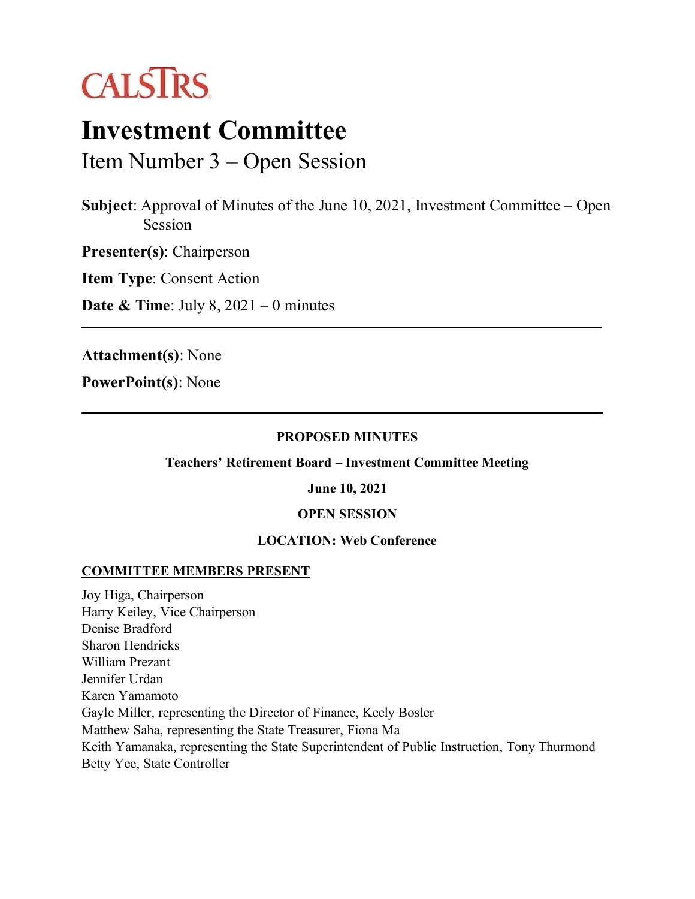CALSTRS

# Investment Committee

## Item Number 3 – Open Session

**Subject**: Approval of Minutes of the June 10, 2021, Investment Committee – Open Session

**Presenter(s)**: Chairperson

**Item Type**: Consent Action

**Date & Time**: July 8, 2021 – 0 minutes

---

**Attachment(s)**: None

**PowerPoint(s)**: None

---

**PROPOSED MINUTES**

**Teachers' Retirement Board – Investment Committee Meeting**

**June 10, 2021**

**OPEN SESSION**

**LOCATION: Web Conference**

**COMMITTEE MEMBERS PRESENT**

Joy Higa, Chairperson
Harry Keiley, Vice Chairperson
Denise Bradford
Sharon Hendricks
William Prezant
Jennifer Urdan
Karen Yamamoto
Gayle Miller, representing the Director of Finance, Keely Bosler
Matthew Saha, representing the State Treasurer, Fiona Ma
Keith Yamanaka, representing the State Superintendent of Public Instruction, Tony Thurmond
Betty Yee, State Controller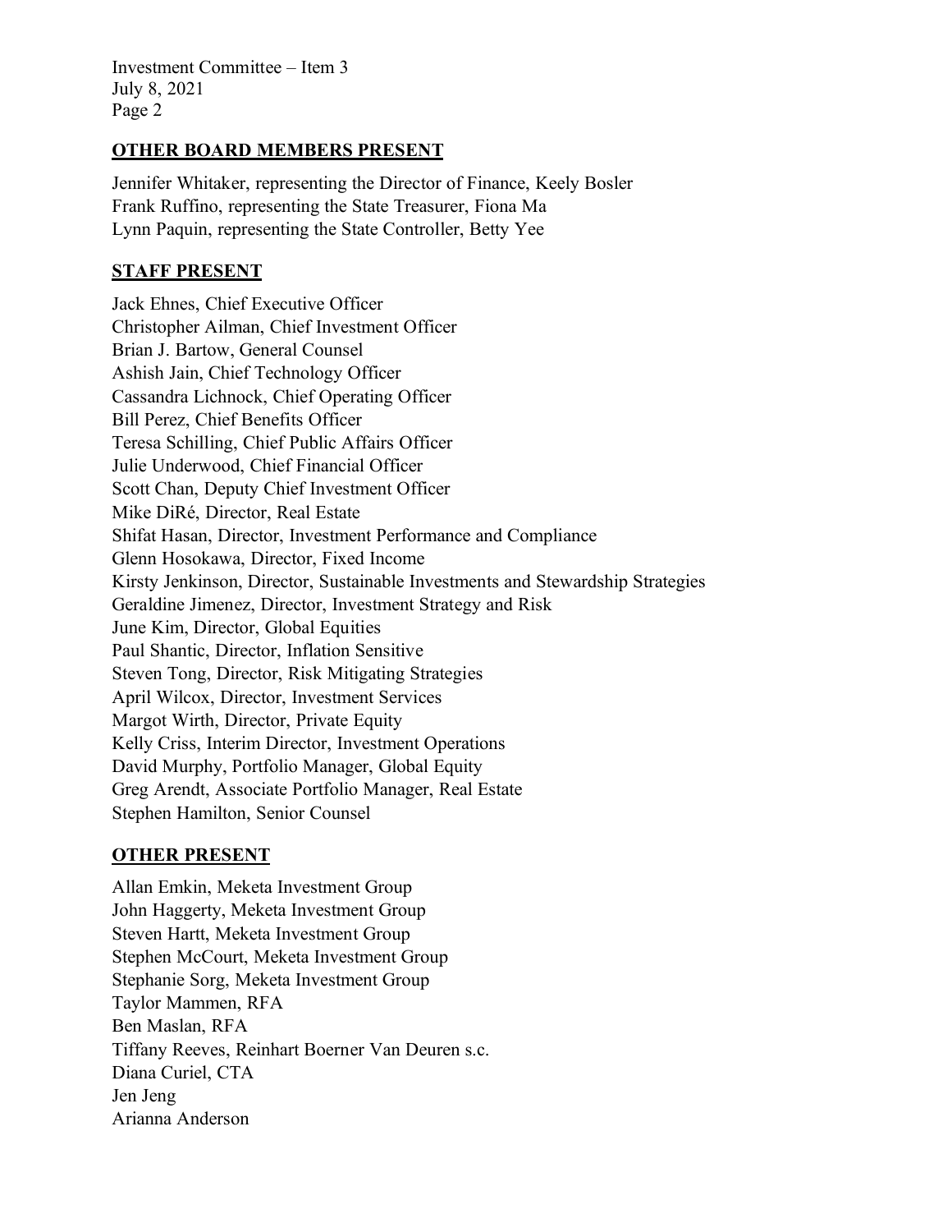## OTHER BOARD MEMBERS PRESENT

Jennifer Whitaker, representing the Director of Finance, Keely Bosler
Frank Ruffino, representing the State Treasurer, Fiona Ma
Lynn Paquin, representing the State Controller, Betty Yee

## STAFF PRESENT

Jack Ehnes, Chief Executive Officer
Christopher Ailman, Chief Investment Officer
Brian J. Bartow, General Counsel
Ashish Jain, Chief Technology Officer
Cassandra Lichnock, Chief Operating Officer
Bill Perez, Chief Benefits Officer
Teresa Schilling, Chief Public Affairs Officer
Julie Underwood, Chief Financial Officer
Scott Chan, Deputy Chief Investment Officer
Mike DiRé, Director, Real Estate
Shifat Hasan, Director, Investment Performance and Compliance
Glenn Hosokawa, Director, Fixed Income
Kirsty Jenkinson, Director, Sustainable Investments and Stewardship Strategies
Geraldine Jimenez, Director, Investment Strategy and Risk
June Kim, Director, Global Equities
Paul Shantic, Director, Inflation Sensitive
Steven Tong, Director, Risk Mitigating Strategies
April Wilcox, Director, Investment Services
Margot Wirth, Director, Private Equity
Kelly Criss, Interim Director, Investment Operations
David Murphy, Portfolio Manager, Global Equity
Greg Arendt, Associate Portfolio Manager, Real Estate
Stephen Hamilton, Senior Counsel

## OTHER PRESENT

Allan Emkin, Meketa Investment Group
John Haggerty, Meketa Investment Group
Steven Hartt, Meketa Investment Group
Stephen McCourt, Meketa Investment Group
Stephanie Sorg, Meketa Investment Group
Taylor Mammen, RFA
Ben Maslan, RFA
Tiffany Reeves, Reinhart Boerner Van Deuren s.c.
Diana Curiel, CTA
Jen Jeng
Arianna Anderson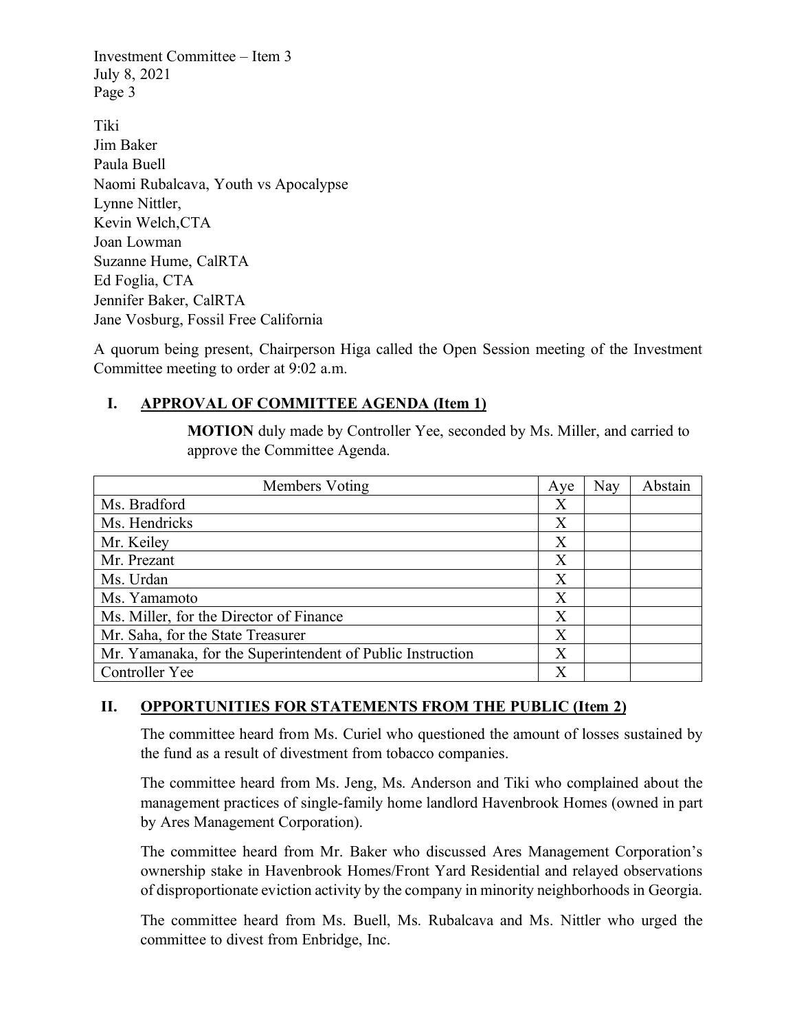Tiki
Jim Baker
Paula Buell
Naomi Rubalcava, Youth vs Apocalypse
Lynne Nittler,
Kevin Welch,CTA
Joan Lowman
Suzanne Hume, CalRTA
Ed Foglia, CTA
Jennifer Baker, CalRTA
Jane Vosburg, Fossil Free California

A quorum being present, Chairperson Higa called the Open Session meeting of the Investment Committee meeting to order at 9:02 a.m.

## I. APPROVAL OF COMMITTEE AGENDA (Item 1)

**MOTION** duly made by Controller Yee, seconded by Ms. Miller, and carried to approve the Committee Agenda.

| Members Voting | Aye | Nay | Abstain |
|---|---|---|---|
| Ms. Bradford | X | | |
| Ms. Hendricks | X | | |
| Mr. Keiley | X | | |
| Mr. Prezant | X | | |
| Ms. Urdan | X | | |
| Ms. Yamamoto | X | | |
| Ms. Miller, for the Director of Finance | X | | |
| Mr. Saha, for the State Treasurer | X | | |
| Mr. Yamanaka, for the Superintendent of Public Instruction | X | | |
| Controller Yee | X | | |

## II. OPPORTUNITIES FOR STATEMENTS FROM THE PUBLIC (Item 2)

The committee heard from Ms. Curiel who questioned the amount of losses sustained by the fund as a result of divestment from tobacco companies.

The committee heard from Ms. Jeng, Ms. Anderson and Tiki who complained about the management practices of single-family home landlord Havenbrook Homes (owned in part by Ares Management Corporation).

The committee heard from Mr. Baker who discussed Ares Management Corporation's ownership stake in Havenbrook Homes/Front Yard Residential and relayed observations of disproportionate eviction activity by the company in minority neighborhoods in Georgia.

The committee heard from Ms. Buell, Ms. Rubalcava and Ms. Nittler who urged the committee to divest from Enbridge, Inc.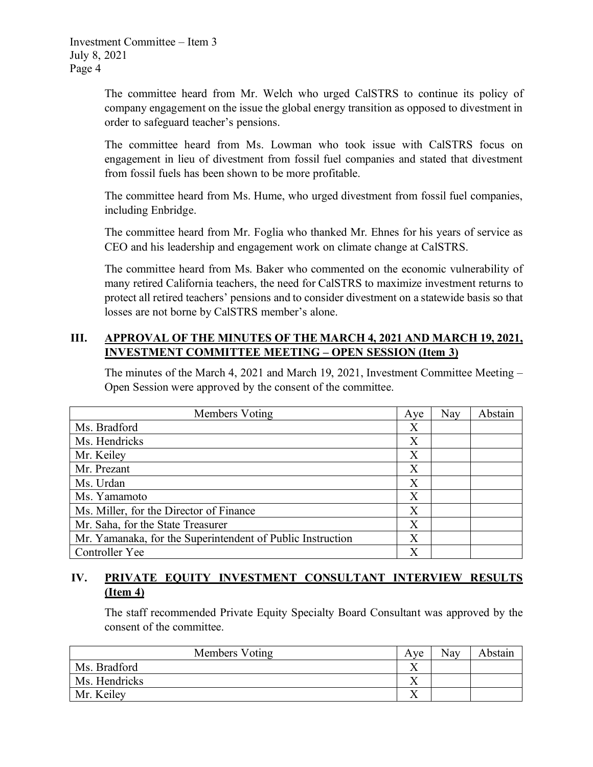The committee heard from Mr. Welch who urged CalSTRS to continue its policy of company engagement on the issue the global energy transition as opposed to divestment in order to safeguard teacher's pensions.

The committee heard from Ms. Lowman who took issue with CalSTRS focus on engagement in lieu of divestment from fossil fuel companies and stated that divestment from fossil fuels has been shown to be more profitable.

The committee heard from Ms. Hume, who urged divestment from fossil fuel companies, including Enbridge.

The committee heard from Mr. Foglia who thanked Mr. Ehnes for his years of service as CEO and his leadership and engagement work on climate change at CalSTRS.

The committee heard from Ms. Baker who commented on the economic vulnerability of many retired California teachers, the need for CalSTRS to maximize investment returns to protect all retired teachers' pensions and to consider divestment on a statewide basis so that losses are not borne by CalSTRS member's alone.

## III. APPROVAL OF THE MINUTES OF THE MARCH 4, 2021 AND MARCH 19, 2021, INVESTMENT COMMITTEE MEETING – OPEN SESSION (Item 3)

The minutes of the March 4, 2021 and March 19, 2021, Investment Committee Meeting – Open Session were approved by the consent of the committee.

| Members Voting | Aye | Nay | Abstain |
|---|---|---|---|
| Ms. Bradford | X | | |
| Ms. Hendricks | X | | |
| Mr. Keiley | X | | |
| Mr. Prezant | X | | |
| Ms. Urdan | X | | |
| Ms. Yamamoto | X | | |
| Ms. Miller, for the Director of Finance | X | | |
| Mr. Saha, for the State Treasurer | X | | |
| Mr. Yamanaka, for the Superintendent of Public Instruction | X | | |
| Controller Yee | X | | |

## IV. PRIVATE EQUITY INVESTMENT CONSULTANT INTERVIEW RESULTS (Item 4)

The staff recommended Private Equity Specialty Board Consultant was approved by the consent of the committee.

| Members Voting | Aye | Nay | Abstain |
|---|---|---|---|
| Ms. Bradford | X | | |
| Ms. Hendricks | X | | |
| Mr. Keiley | X | | |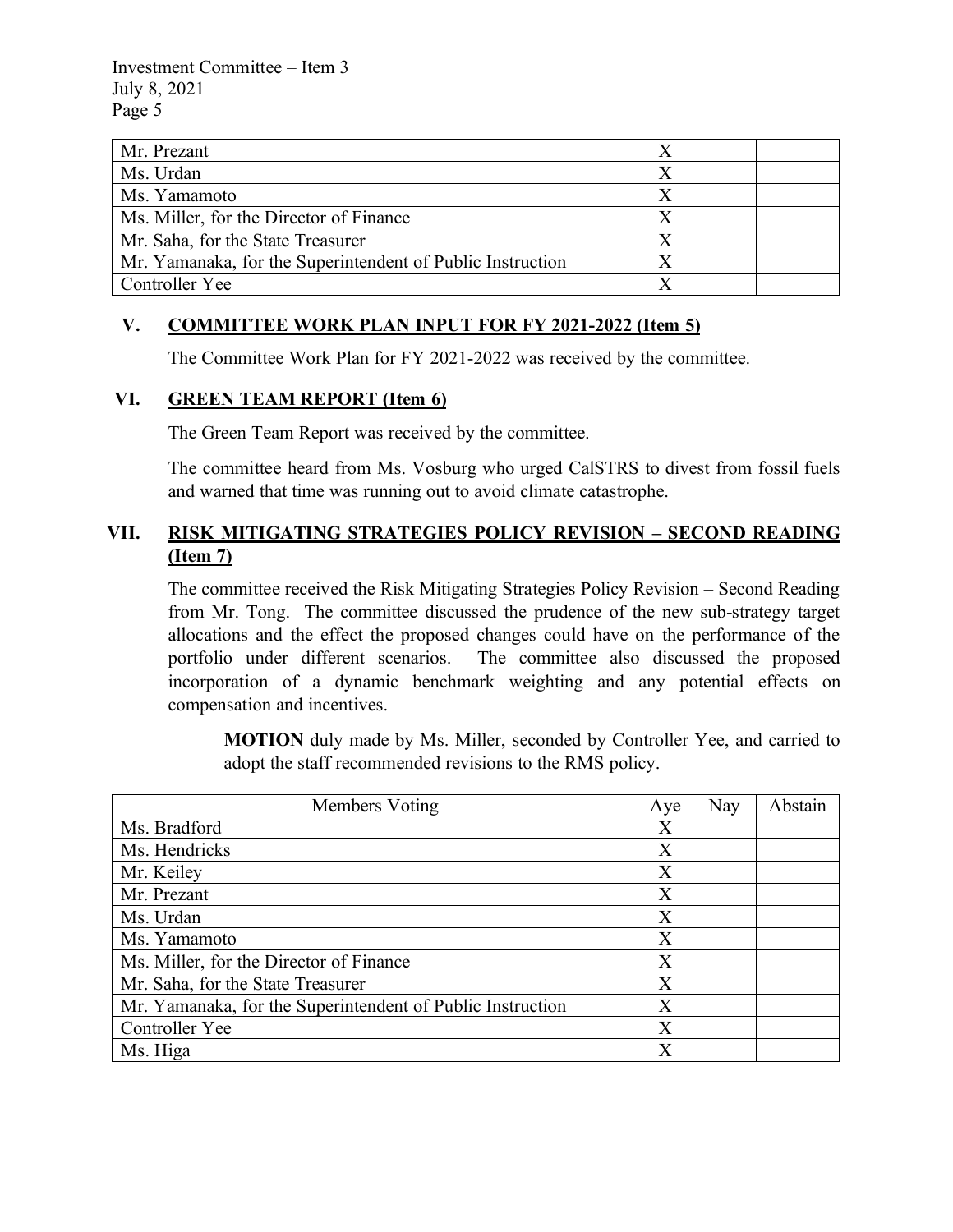| Mr. Prezant | X | | |
|---|---|---|---|
| Ms. Urdan | X | | |
| Ms. Yamamoto | X | | |
| Ms. Miller, for the Director of Finance | X | | |
| Mr. Saha, for the State Treasurer | X | | |
| Mr. Yamanaka, for the Superintendent of Public Instruction | X | | |
| Controller Yee | X | | |

## V. COMMITTEE WORK PLAN INPUT FOR FY 2021-2022 (Item 5)

The Committee Work Plan for FY 2021-2022 was received by the committee.

## VI. GREEN TEAM REPORT (Item 6)

The Green Team Report was received by the committee.

The committee heard from Ms. Vosburg who urged CalSTRS to divest from fossil fuels and warned that time was running out to avoid climate catastrophe.

## VII. RISK MITIGATING STRATEGIES POLICY REVISION – SECOND READING (Item 7)

The committee received the Risk Mitigating Strategies Policy Revision – Second Reading from Mr. Tong. The committee discussed the prudence of the new sub-strategy target allocations and the effect the proposed changes could have on the performance of the portfolio under different scenarios. The committee also discussed the proposed incorporation of a dynamic benchmark weighting and any potential effects on compensation and incentives.

> **MOTION** duly made by Ms. Miller, seconded by Controller Yee, and carried to adopt the staff recommended revisions to the RMS policy.

| Members Voting | Aye | Nay | Abstain |
|---|---|---|---|
| Ms. Bradford | X | | |
| Ms. Hendricks | X | | |
| Mr. Keiley | X | | |
| Mr. Prezant | X | | |
| Ms. Urdan | X | | |
| Ms. Yamamoto | X | | |
| Ms. Miller, for the Director of Finance | X | | |
| Mr. Saha, for the State Treasurer | X | | |
| Mr. Yamanaka, for the Superintendent of Public Instruction | X | | |
| Controller Yee | X | | |
| Ms. Higa | X | | |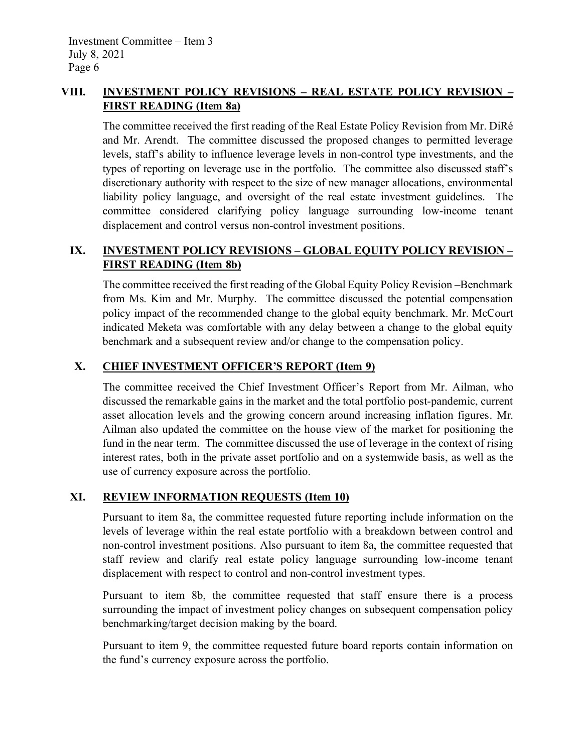## VIII. INVESTMENT POLICY REVISIONS – REAL ESTATE POLICY REVISION – FIRST READING (Item 8a)

The committee received the first reading of the Real Estate Policy Revision from Mr. DiRé and Mr. Arendt. The committee discussed the proposed changes to permitted leverage levels, staff's ability to influence leverage levels in non-control type investments, and the types of reporting on leverage use in the portfolio. The committee also discussed staff's discretionary authority with respect to the size of new manager allocations, environmental liability policy language, and oversight of the real estate investment guidelines. The committee considered clarifying policy language surrounding low-income tenant displacement and control versus non-control investment positions.

## IX. INVESTMENT POLICY REVISIONS – GLOBAL EQUITY POLICY REVISION – FIRST READING (Item 8b)

The committee received the first reading of the Global Equity Policy Revision –Benchmark from Ms. Kim and Mr. Murphy. The committee discussed the potential compensation policy impact of the recommended change to the global equity benchmark. Mr. McCourt indicated Meketa was comfortable with any delay between a change to the global equity benchmark and a subsequent review and/or change to the compensation policy.

## X. CHIEF INVESTMENT OFFICER'S REPORT (Item 9)

The committee received the Chief Investment Officer's Report from Mr. Ailman, who discussed the remarkable gains in the market and the total portfolio post-pandemic, current asset allocation levels and the growing concern around increasing inflation figures. Mr. Ailman also updated the committee on the house view of the market for positioning the fund in the near term. The committee discussed the use of leverage in the context of rising interest rates, both in the private asset portfolio and on a systemwide basis, as well as the use of currency exposure across the portfolio.

## XI. REVIEW INFORMATION REQUESTS (Item 10)

Pursuant to item 8a, the committee requested future reporting include information on the levels of leverage within the real estate portfolio with a breakdown between control and non-control investment positions. Also pursuant to item 8a, the committee requested that staff review and clarify real estate policy language surrounding low-income tenant displacement with respect to control and non-control investment types.

Pursuant to item 8b, the committee requested that staff ensure there is a process surrounding the impact of investment policy changes on subsequent compensation policy benchmarking/target decision making by the board.

Pursuant to item 9, the committee requested future board reports contain information on the fund's currency exposure across the portfolio.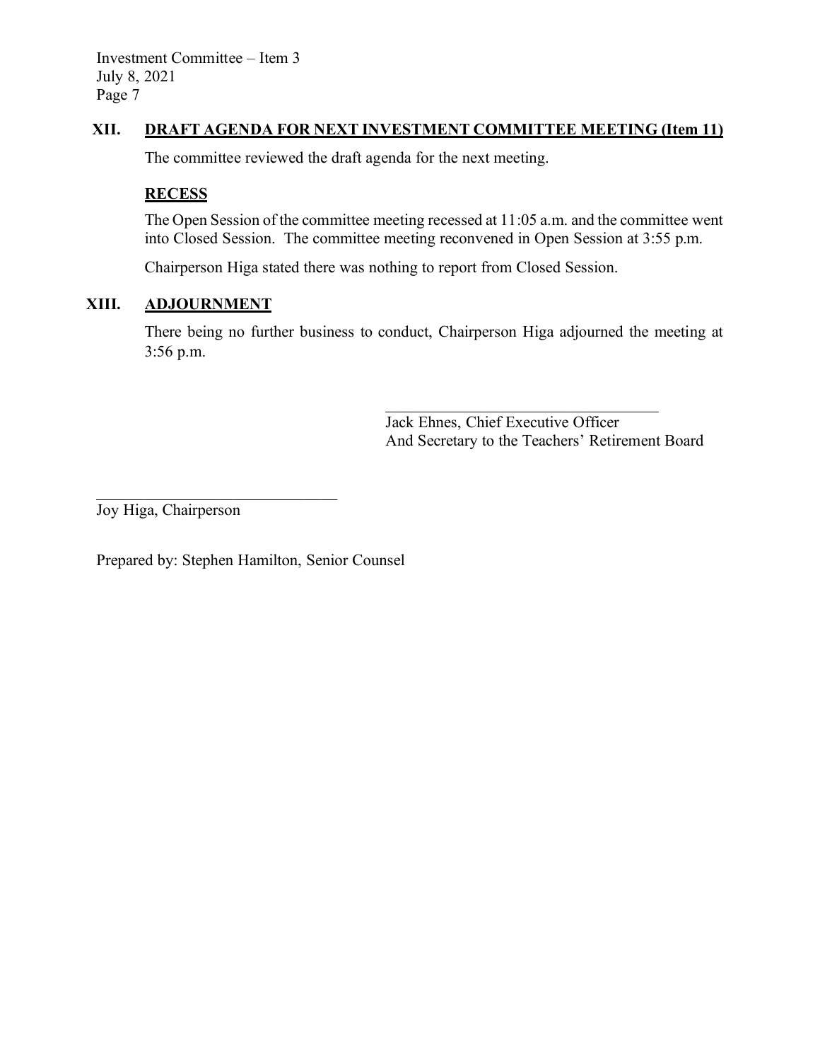## XII. DRAFT AGENDA FOR NEXT INVESTMENT COMMITTEE MEETING (Item 11)

The committee reviewed the draft agenda for the next meeting.

### RECESS

The Open Session of the committee meeting recessed at 11:05 a.m. and the committee went into Closed Session. The committee meeting reconvened in Open Session at 3:55 p.m.

Chairperson Higa stated there was nothing to report from Closed Session.

## XIII. ADJOURNMENT

There being no further business to conduct, Chairperson Higa adjourned the meeting at 3:56 p.m.

\_\_\_\_\_\_\_\_\_\_\_\_\_\_\_\_\_\_\_\_\_\_\_\_\_\_\_\_\_\_\_\_\_\_\_\_
Jack Ehnes, Chief Executive Officer
And Secretary to the Teachers' Retirement Board

\_\_\_\_\_\_\_\_\_\_\_\_\_\_\_\_\_\_\_\_\_\_\_\_\_\_\_\_\_\_\_\_
Joy Higa, Chairperson

Prepared by: Stephen Hamilton, Senior Counsel